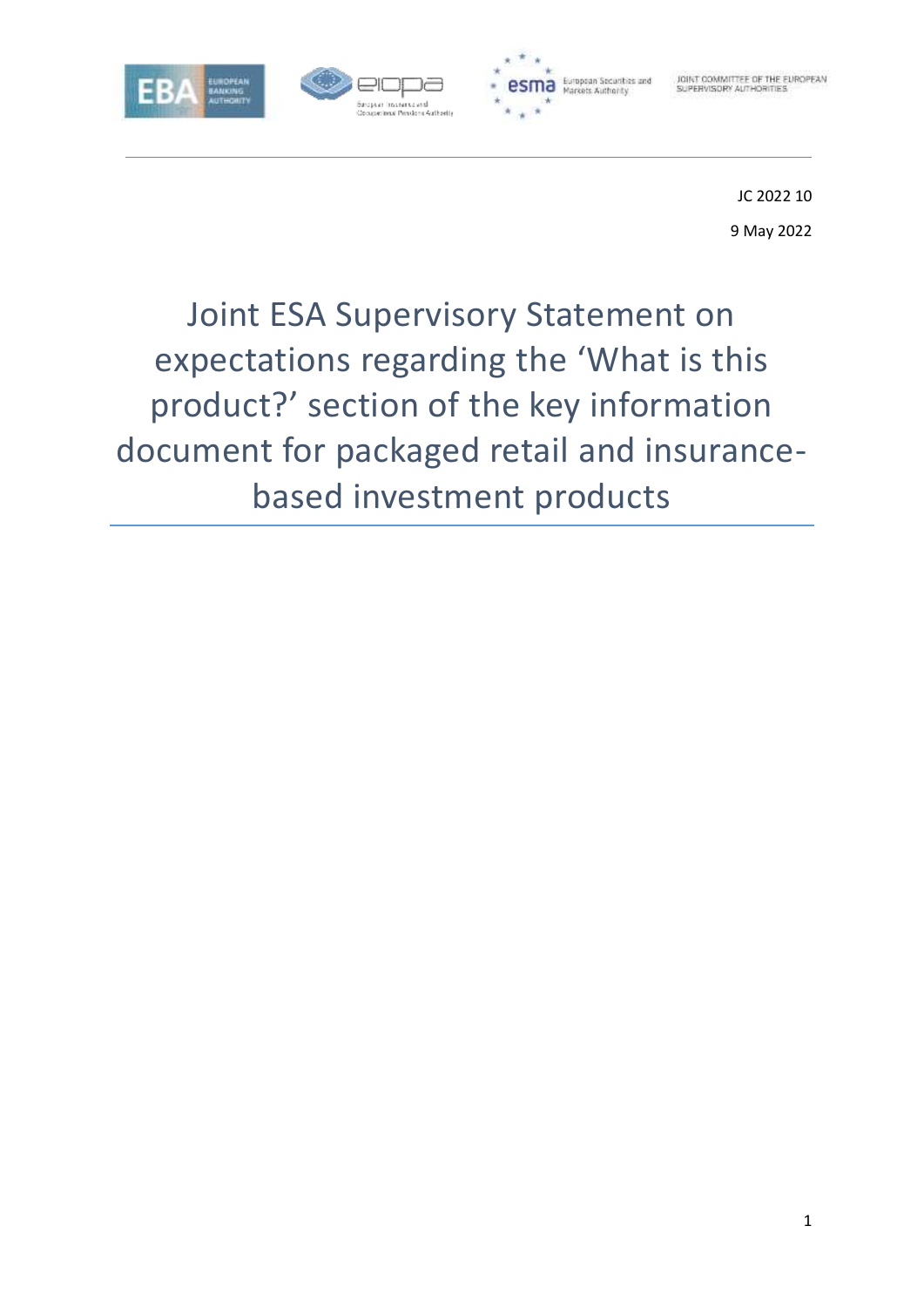JC 2022 10

9 May 2022

# Joint ESA Supervisory Statement on expectations regarding the 'What is this product?' section of the key information document for packaged retail and insurance-based investment products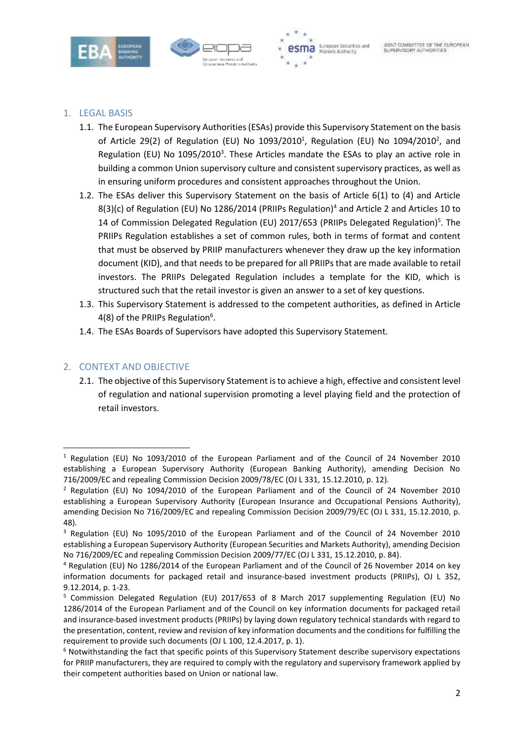## 1. LEGAL BASIS

1.1. The European Supervisory Authorities (ESAs) provide this Supervisory Statement on the basis of Article 29(2) of Regulation (EU) No 1093/2010[1], Regulation (EU) No 1094/2010[2], and Regulation (EU) No 1095/2010[3]. These Articles mandate the ESAs to play an active role in building a common Union supervisory culture and consistent supervisory practices, as well as in ensuring uniform procedures and consistent approaches throughout the Union.

1.2. The ESAs deliver this Supervisory Statement on the basis of Article 6(1) to (4) and Article 8(3)(c) of Regulation (EU) No 1286/2014 (PRIIPs Regulation)[4] and Article 2 and Articles 10 to 14 of Commission Delegated Regulation (EU) 2017/653 (PRIIPs Delegated Regulation)[5]. The PRIIPs Regulation establishes a set of common rules, both in terms of format and content that must be observed by PRIIP manufacturers whenever they draw up the key information document (KID), and that needs to be prepared for all PRIIPs that are made available to retail investors. The PRIIPs Delegated Regulation includes a template for the KID, which is structured such that the retail investor is given an answer to a set of key questions.

1.3. This Supervisory Statement is addressed to the competent authorities, as defined in Article 4(8) of the PRIIPs Regulation[6].

1.4. The ESAs Boards of Supervisors have adopted this Supervisory Statement.

## 2. CONTEXT AND OBJECTIVE

2.1. The objective of this Supervisory Statement is to achieve a high, effective and consistent level of regulation and national supervision promoting a level playing field and the protection of retail investors.

---

[1] Regulation (EU) No 1093/2010 of the European Parliament and of the Council of 24 November 2010 establishing a European Supervisory Authority (European Banking Authority), amending Decision No 716/2009/EC and repealing Commission Decision 2009/78/EC (OJ L 331, 15.12.2010, p. 12).

[2] Regulation (EU) No 1094/2010 of the European Parliament and of the Council of 24 November 2010 establishing a European Supervisory Authority (European Insurance and Occupational Pensions Authority), amending Decision No 716/2009/EC and repealing Commission Decision 2009/79/EC (OJ L 331, 15.12.2010, p. 48).

[3] Regulation (EU) No 1095/2010 of the European Parliament and of the Council of 24 November 2010 establishing a European Supervisory Authority (European Securities and Markets Authority), amending Decision No 716/2009/EC and repealing Commission Decision 2009/77/EC (OJ L 331, 15.12.2010, p. 84).

[4] Regulation (EU) No 1286/2014 of the European Parliament and of the Council of 26 November 2014 on key information documents for packaged retail and insurance-based investment products (PRIIPs), OJ L 352, 9.12.2014, p. 1-23.

[5] Commission Delegated Regulation (EU) 2017/653 of 8 March 2017 supplementing Regulation (EU) No 1286/2014 of the European Parliament and of the Council on key information documents for packaged retail and insurance-based investment products (PRIIPs) by laying down regulatory technical standards with regard to the presentation, content, review and revision of key information documents and the conditions for fulfilling the requirement to provide such documents (OJ L 100, 12.4.2017, p. 1).

[6] Notwithstanding the fact that specific points of this Supervisory Statement describe supervisory expectations for PRIIP manufacturers, they are required to comply with the regulatory and supervisory framework applied by their competent authorities based on Union or national law.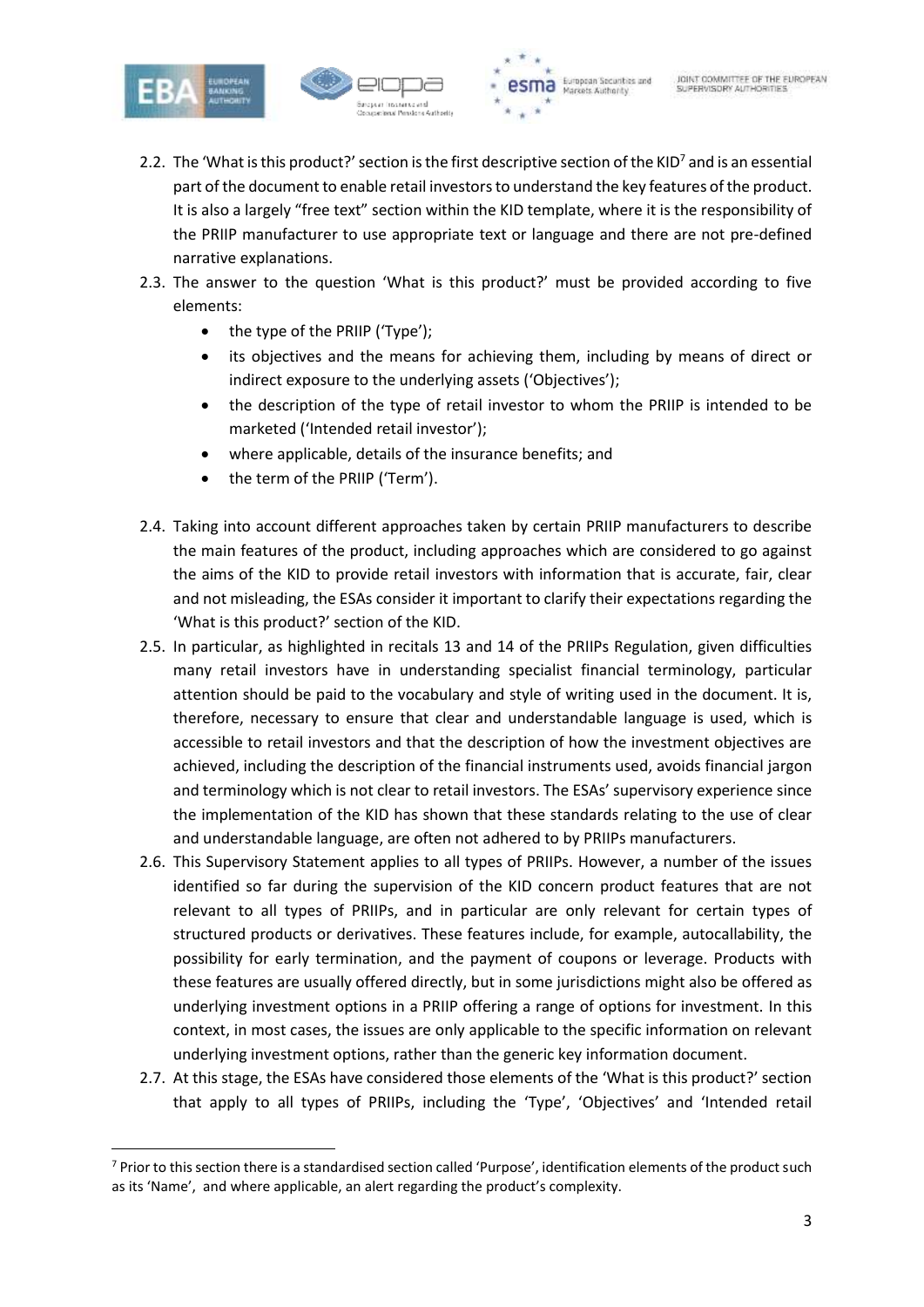2.2. The 'What is this product?' section is the first descriptive section of the KID[7] and is an essential part of the document to enable retail investors to understand the key features of the product. It is also a largely "free text" section within the KID template, where it is the responsibility of the PRIIP manufacturer to use appropriate text or language and there are not pre-defined narrative explanations.

2.3. The answer to the question 'What is this product?' must be provided according to five elements:

- the type of the PRIIP ('Type');
- its objectives and the means for achieving them, including by means of direct or indirect exposure to the underlying assets ('Objectives');
- the description of the type of retail investor to whom the PRIIP is intended to be marketed ('Intended retail investor');
- where applicable, details of the insurance benefits; and
- the term of the PRIIP ('Term').

2.4. Taking into account different approaches taken by certain PRIIP manufacturers to describe the main features of the product, including approaches which are considered to go against the aims of the KID to provide retail investors with information that is accurate, fair, clear and not misleading, the ESAs consider it important to clarify their expectations regarding the 'What is this product?' section of the KID.

2.5. In particular, as highlighted in recitals 13 and 14 of the PRIIPs Regulation, given difficulties many retail investors have in understanding specialist financial terminology, particular attention should be paid to the vocabulary and style of writing used in the document. It is, therefore, necessary to ensure that clear and understandable language is used, which is accessible to retail investors and that the description of how the investment objectives are achieved, including the description of the financial instruments used, avoids financial jargon and terminology which is not clear to retail investors. The ESAs' supervisory experience since the implementation of the KID has shown that these standards relating to the use of clear and understandable language, are often not adhered to by PRIIPs manufacturers.

2.6. This Supervisory Statement applies to all types of PRIIPs. However, a number of the issues identified so far during the supervision of the KID concern product features that are not relevant to all types of PRIIPs, and in particular are only relevant for certain types of structured products or derivatives. These features include, for example, autocallability, the possibility for early termination, and the payment of coupons or leverage. Products with these features are usually offered directly, but in some jurisdictions might also be offered as underlying investment options in a PRIIP offering a range of options for investment. In this context, in most cases, the issues are only applicable to the specific information on relevant underlying investment options, rather than the generic key information document.

2.7. At this stage, the ESAs have considered those elements of the 'What is this product?' section that apply to all types of PRIIPs, including the 'Type', 'Objectives' and 'Intended retail

---

[7] Prior to this section there is a standardised section called 'Purpose', identification elements of the product such as its 'Name', and where applicable, an alert regarding the product's complexity.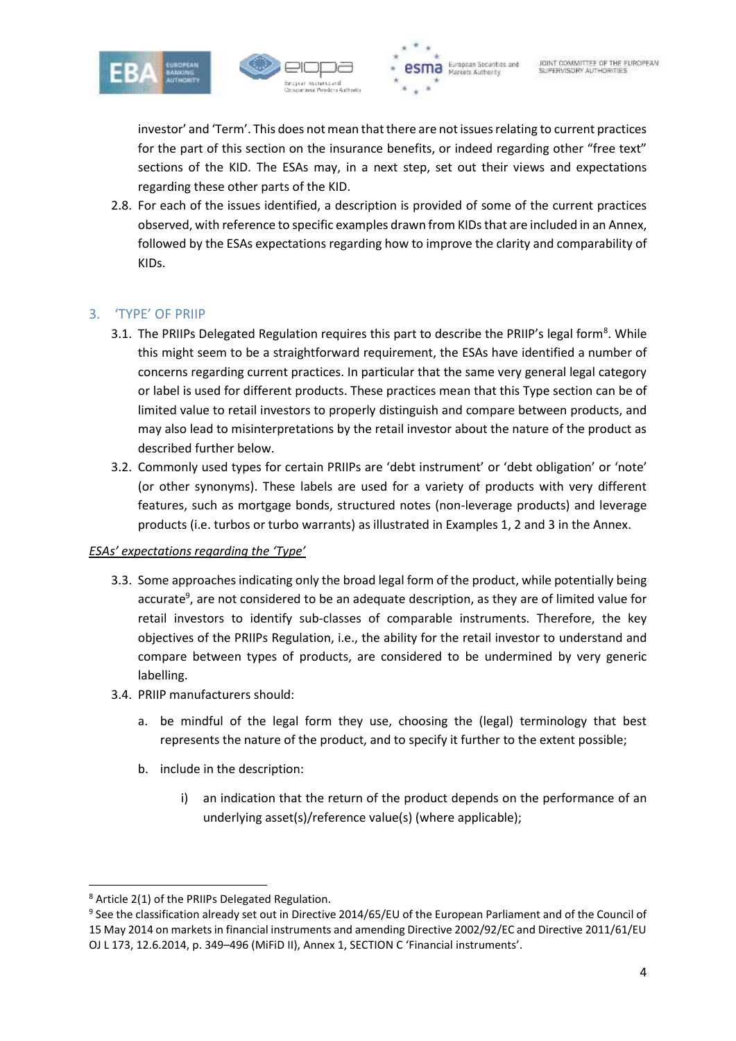investor' and 'Term'. This does not mean that there are not issues relating to current practices for the part of this section on the insurance benefits, or indeed regarding other "free text" sections of the KID. The ESAs may, in a next step, set out their views and expectations regarding these other parts of the KID.

2.8. For each of the issues identified, a description is provided of some of the current practices observed, with reference to specific examples drawn from KIDs that are included in an Annex, followed by the ESAs expectations regarding how to improve the clarity and comparability of KIDs.

## 3. 'TYPE' OF PRIIP

3.1. The PRIIPs Delegated Regulation requires this part to describe the PRIIP's legal form[8]. While this might seem to be a straightforward requirement, the ESAs have identified a number of concerns regarding current practices. In particular that the same very general legal category or label is used for different products. These practices mean that this Type section can be of limited value to retail investors to properly distinguish and compare between products, and may also lead to misinterpretations by the retail investor about the nature of the product as described further below.

3.2. Commonly used types for certain PRIIPs are 'debt instrument' or 'debt obligation' or 'note' (or other synonyms). These labels are used for a variety of products with very different features, such as mortgage bonds, structured notes (non-leverage products) and leverage products (i.e. turbos or turbo warrants) as illustrated in Examples 1, 2 and 3 in the Annex.

*ESAs' expectations regarding the 'Type'*

3.3. Some approaches indicating only the broad legal form of the product, while potentially being accurate[9], are not considered to be an adequate description, as they are of limited value for retail investors to identify sub-classes of comparable instruments. Therefore, the key objectives of the PRIIPs Regulation, i.e., the ability for the retail investor to understand and compare between types of products, are considered to be undermined by very generic labelling.

3.4. PRIIP manufacturers should:

a. be mindful of the legal form they use, choosing the (legal) terminology that best represents the nature of the product, and to specify it further to the extent possible;

b. include in the description:

i) an indication that the return of the product depends on the performance of an underlying asset(s)/reference value(s) (where applicable);

[8] Article 2(1) of the PRIIPs Delegated Regulation.

[9] See the classification already set out in Directive 2014/65/EU of the European Parliament and of the Council of 15 May 2014 on markets in financial instruments and amending Directive 2002/92/EC and Directive 2011/61/EU OJ L 173, 12.6.2014, p. 349–496 (MiFID II), Annex 1, SECTION C 'Financial instruments'.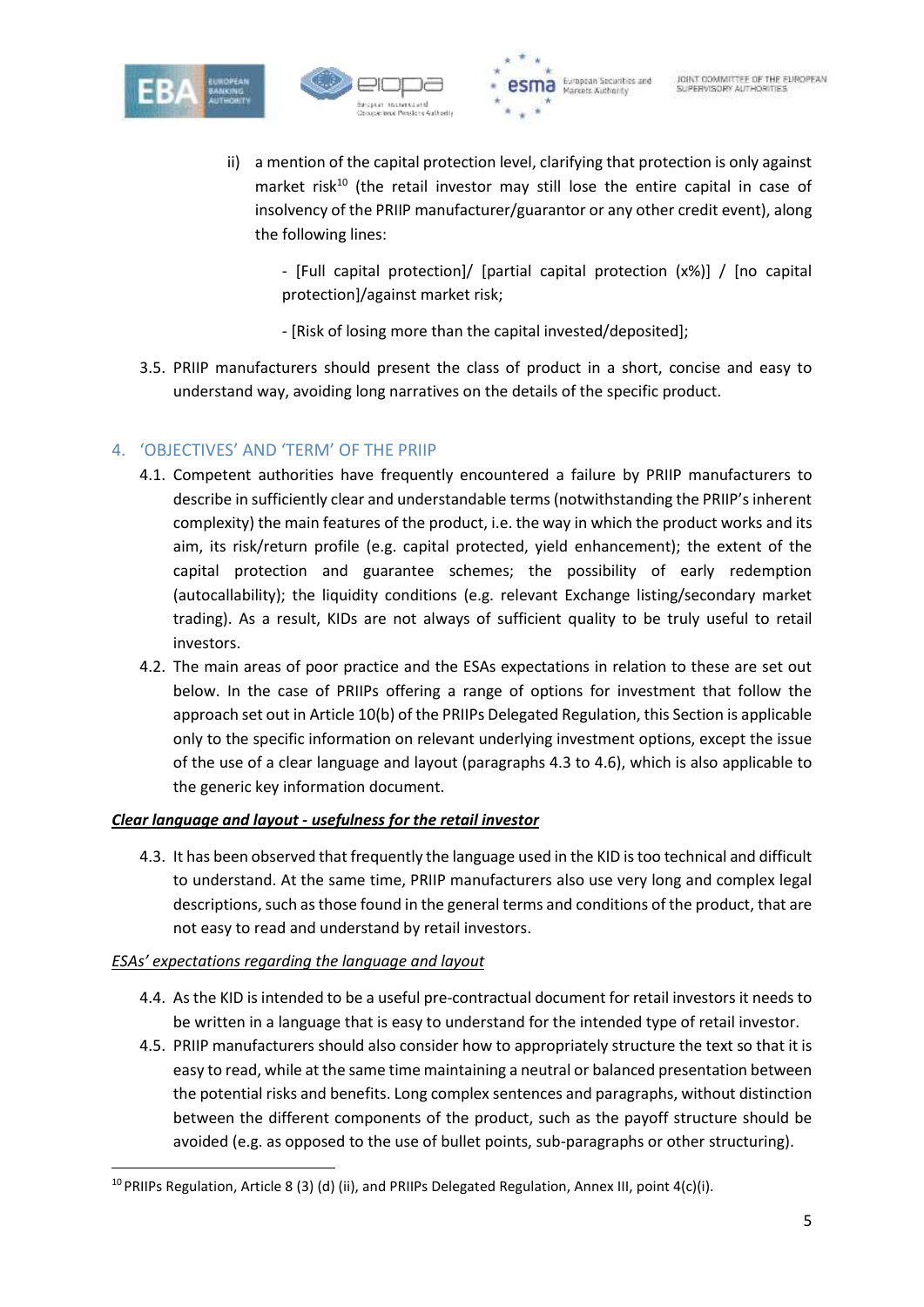ii) a mention of the capital protection level, clarifying that protection is only against market risk[10] (the retail investor may still lose the entire capital in case of insolvency of the PRIIP manufacturer/guarantor or any other credit event), along the following lines:

- [Full capital protection]/ [partial capital protection (x%)] / [no capital protection]/against market risk;

- [Risk of losing more than the capital invested/deposited];

3.5. PRIIP manufacturers should present the class of product in a short, concise and easy to understand way, avoiding long narratives on the details of the specific product.

## 4. 'OBJECTIVES' AND 'TERM' OF THE PRIIP

4.1. Competent authorities have frequently encountered a failure by PRIIP manufacturers to describe in sufficiently clear and understandable terms (notwithstanding the PRIIP's inherent complexity) the main features of the product, i.e. the way in which the product works and its aim, its risk/return profile (e.g. capital protected, yield enhancement); the extent of the capital protection and guarantee schemes; the possibility of early redemption (autocallability); the liquidity conditions (e.g. relevant Exchange listing/secondary market trading). As a result, KIDs are not always of sufficient quality to be truly useful to retail investors.

4.2. The main areas of poor practice and the ESAs expectations in relation to these are set out below. In the case of PRIIPs offering a range of options for investment that follow the approach set out in Article 10(b) of the PRIIPs Delegated Regulation, this Section is applicable only to the specific information on relevant underlying investment options, except the issue of the use of a clear language and layout (paragraphs 4.3 to 4.6), which is also applicable to the generic key information document.

***Clear language and layout - usefulness for the retail investor***

4.3. It has been observed that frequently the language used in the KID is too technical and difficult to understand. At the same time, PRIIP manufacturers also use very long and complex legal descriptions, such as those found in the general terms and conditions of the product, that are not easy to read and understand by retail investors.

*ESAs' expectations regarding the language and layout*

4.4. As the KID is intended to be a useful pre-contractual document for retail investors it needs to be written in a language that is easy to understand for the intended type of retail investor.

4.5. PRIIP manufacturers should also consider how to appropriately structure the text so that it is easy to read, while at the same time maintaining a neutral or balanced presentation between the potential risks and benefits. Long complex sentences and paragraphs, without distinction between the different components of the product, such as the payoff structure should be avoided (e.g. as opposed to the use of bullet points, sub-paragraphs or other structuring).

---

[10] PRIIPs Regulation, Article 8 (3) (d) (ii), and PRIIPs Delegated Regulation, Annex III, point 4(c)(i).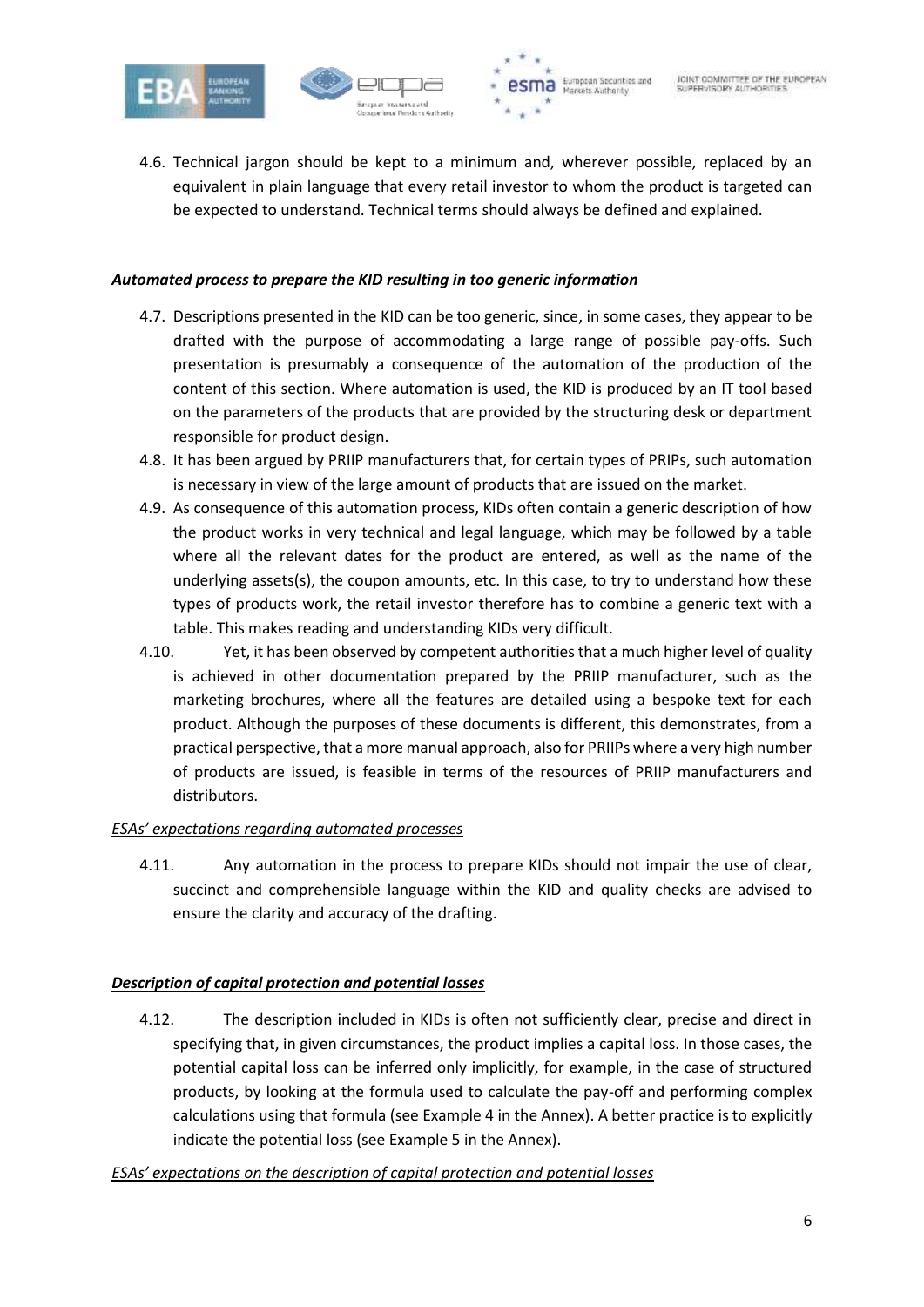4.6. Technical jargon should be kept to a minimum and, wherever possible, replaced by an equivalent in plain language that every retail investor to whom the product is targeted can be expected to understand. Technical terms should always be defined and explained.

***Automated process to prepare the KID resulting in too generic information***

4.7. Descriptions presented in the KID can be too generic, since, in some cases, they appear to be drafted with the purpose of accommodating a large range of possible pay-offs. Such presentation is presumably a consequence of the automation of the production of the content of this section. Where automation is used, the KID is produced by an IT tool based on the parameters of the products that are provided by the structuring desk or department responsible for product design.

4.8. It has been argued by PRIIP manufacturers that, for certain types of PRIPs, such automation is necessary in view of the large amount of products that are issued on the market.

4.9. As consequence of this automation process, KIDs often contain a generic description of how the product works in very technical and legal language, which may be followed by a table where all the relevant dates for the product are entered, as well as the name of the underlying assets(s), the coupon amounts, etc. In this case, to try to understand how these types of products work, the retail investor therefore has to combine a generic text with a table. This makes reading and understanding KIDs very difficult.

4.10. Yet, it has been observed by competent authorities that a much higher level of quality is achieved in other documentation prepared by the PRIIP manufacturer, such as the marketing brochures, where all the features are detailed using a bespoke text for each product. Although the purposes of these documents is different, this demonstrates, from a practical perspective, that a more manual approach, also for PRIIPs where a very high number of products are issued, is feasible in terms of the resources of PRIIP manufacturers and distributors.

*ESAs' expectations regarding automated processes*

4.11. Any automation in the process to prepare KIDs should not impair the use of clear, succinct and comprehensible language within the KID and quality checks are advised to ensure the clarity and accuracy of the drafting.

***Description of capital protection and potential losses***

4.12. The description included in KIDs is often not sufficiently clear, precise and direct in specifying that, in given circumstances, the product implies a capital loss. In those cases, the potential capital loss can be inferred only implicitly, for example, in the case of structured products, by looking at the formula used to calculate the pay-off and performing complex calculations using that formula (see Example 4 in the Annex). A better practice is to explicitly indicate the potential loss (see Example 5 in the Annex).

*ESAs' expectations on the description of capital protection and potential losses*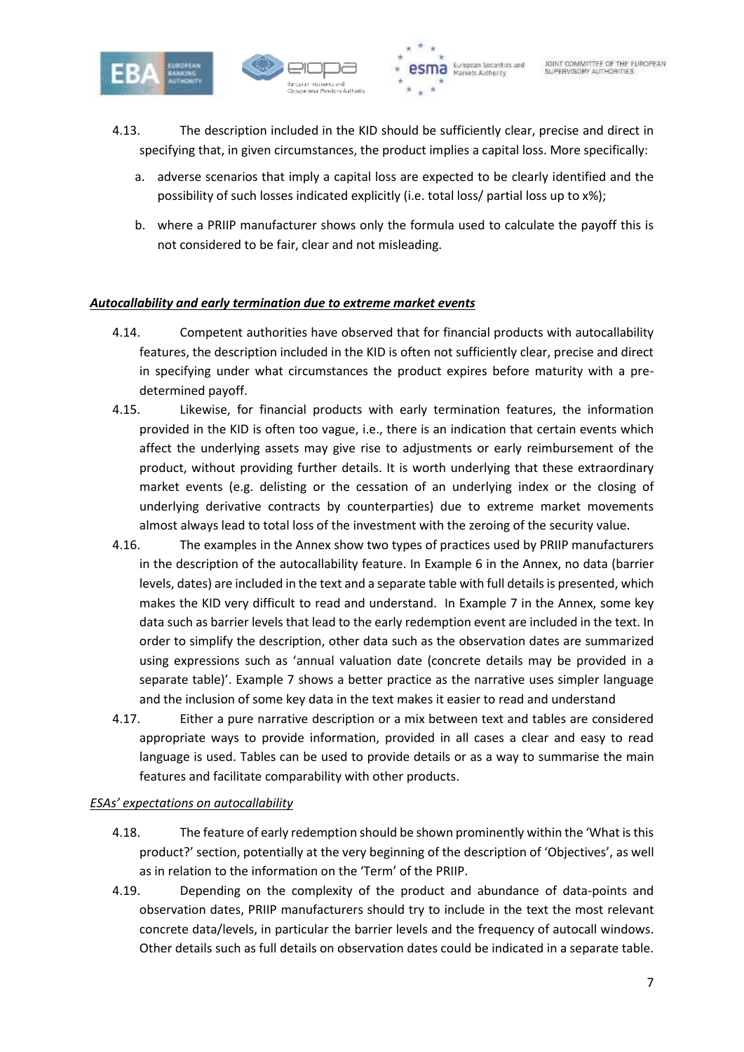4.13. The description included in the KID should be sufficiently clear, precise and direct in specifying that, in given circumstances, the product implies a capital loss. More specifically:

a. adverse scenarios that imply a capital loss are expected to be clearly identified and the possibility of such losses indicated explicitly (i.e. total loss/ partial loss up to x%);

b. where a PRIIP manufacturer shows only the formula used to calculate the payoff this is not considered to be fair, clear and not misleading.

***Autocallability and early termination due to extreme market events***

4.14. Competent authorities have observed that for financial products with autocallability features, the description included in the KID is often not sufficiently clear, precise and direct in specifying under what circumstances the product expires before maturity with a pre-determined payoff.

4.15. Likewise, for financial products with early termination features, the information provided in the KID is often too vague, i.e., there is an indication that certain events which affect the underlying assets may give rise to adjustments or early reimbursement of the product, without providing further details. It is worth underlying that these extraordinary market events (e.g. delisting or the cessation of an underlying index or the closing of underlying derivative contracts by counterparties) due to extreme market movements almost always lead to total loss of the investment with the zeroing of the security value.

4.16. The examples in the Annex show two types of practices used by PRIIP manufacturers in the description of the autocallability feature. In Example 6 in the Annex, no data (barrier levels, dates) are included in the text and a separate table with full details is presented, which makes the KID very difficult to read and understand. In Example 7 in the Annex, some key data such as barrier levels that lead to the early redemption event are included in the text. In order to simplify the description, other data such as the observation dates are summarized using expressions such as 'annual valuation date (concrete details may be provided in a separate table)'. Example 7 shows a better practice as the narrative uses simpler language and the inclusion of some key data in the text makes it easier to read and understand

4.17. Either a pure narrative description or a mix between text and tables are considered appropriate ways to provide information, provided in all cases a clear and easy to read language is used. Tables can be used to provide details or as a way to summarise the main features and facilitate comparability with other products.

*ESAs' expectations on autocallability*

4.18. The feature of early redemption should be shown prominently within the 'What is this product?' section, potentially at the very beginning of the description of 'Objectives', as well as in relation to the information on the 'Term' of the PRIIP.

4.19. Depending on the complexity of the product and abundance of data-points and observation dates, PRIIP manufacturers should try to include in the text the most relevant concrete data/levels, in particular the barrier levels and the frequency of autocall windows. Other details such as full details on observation dates could be indicated in a separate table.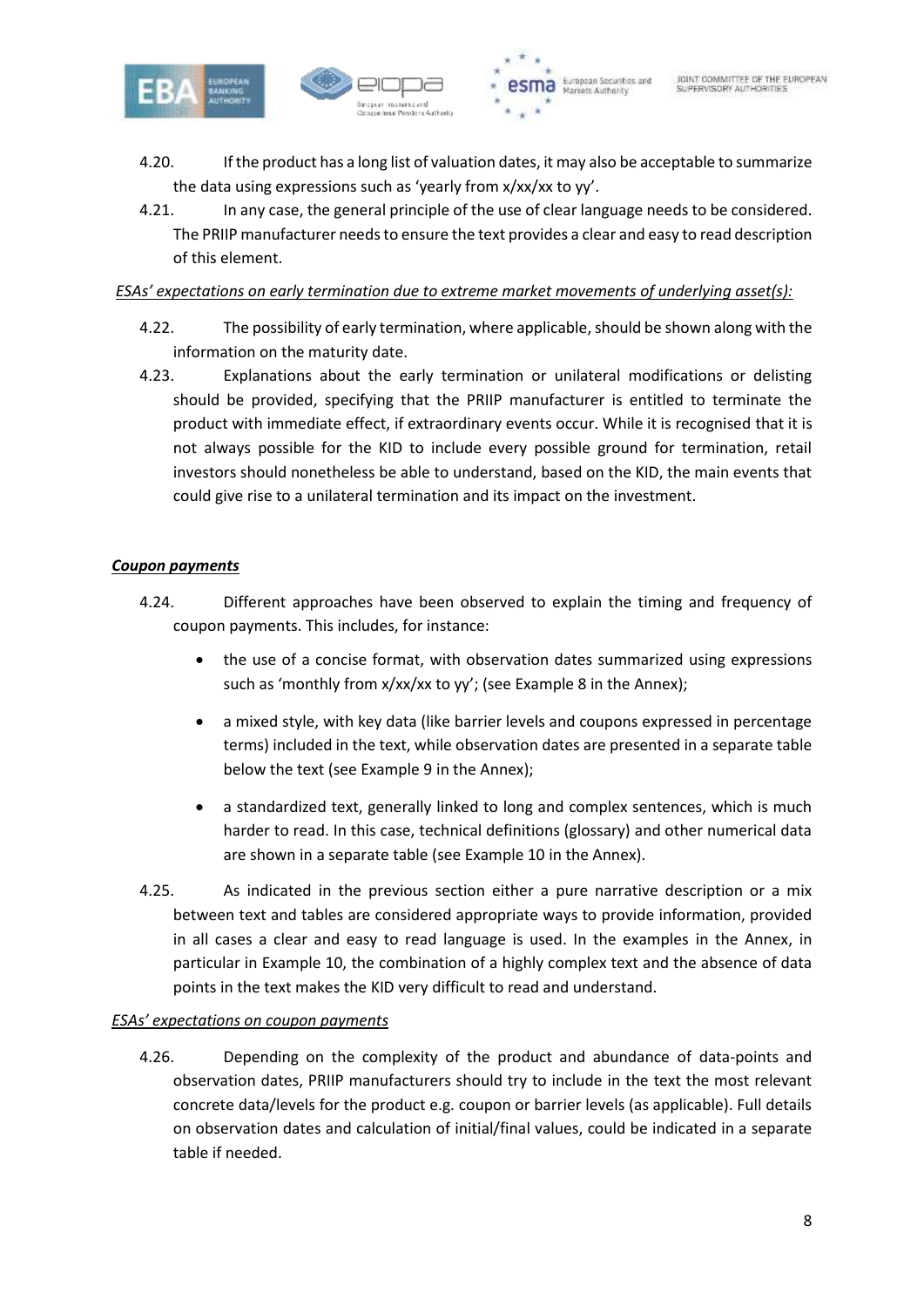4.20. If the product has a long list of valuation dates, it may also be acceptable to summarize the data using expressions such as 'yearly from x/xx/xx to yy'.

4.21. In any case, the general principle of the use of clear language needs to be considered. The PRIIP manufacturer needs to ensure the text provides a clear and easy to read description of this element.

*ESAs' expectations on early termination due to extreme market movements of underlying asset(s):*

4.22. The possibility of early termination, where applicable, should be shown along with the information on the maturity date.

4.23. Explanations about the early termination or unilateral modifications or delisting should be provided, specifying that the PRIIP manufacturer is entitled to terminate the product with immediate effect, if extraordinary events occur. While it is recognised that it is not always possible for the KID to include every possible ground for termination, retail investors should nonetheless be able to understand, based on the KID, the main events that could give rise to a unilateral termination and its impact on the investment.

***Coupon payments***

4.24. Different approaches have been observed to explain the timing and frequency of coupon payments. This includes, for instance:

- the use of a concise format, with observation dates summarized using expressions such as 'monthly from x/xx/xx to yy'; (see Example 8 in the Annex);
- a mixed style, with key data (like barrier levels and coupons expressed in percentage terms) included in the text, while observation dates are presented in a separate table below the text (see Example 9 in the Annex);
- a standardized text, generally linked to long and complex sentences, which is much harder to read. In this case, technical definitions (glossary) and other numerical data are shown in a separate table (see Example 10 in the Annex).

4.25. As indicated in the previous section either a pure narrative description or a mix between text and tables are considered appropriate ways to provide information, provided in all cases a clear and easy to read language is used. In the examples in the Annex, in particular in Example 10, the combination of a highly complex text and the absence of data points in the text makes the KID very difficult to read and understand.

*ESAs' expectations on coupon payments*

4.26. Depending on the complexity of the product and abundance of data-points and observation dates, PRIIP manufacturers should try to include in the text the most relevant concrete data/levels for the product e.g. coupon or barrier levels (as applicable). Full details on observation dates and calculation of initial/final values, could be indicated in a separate table if needed.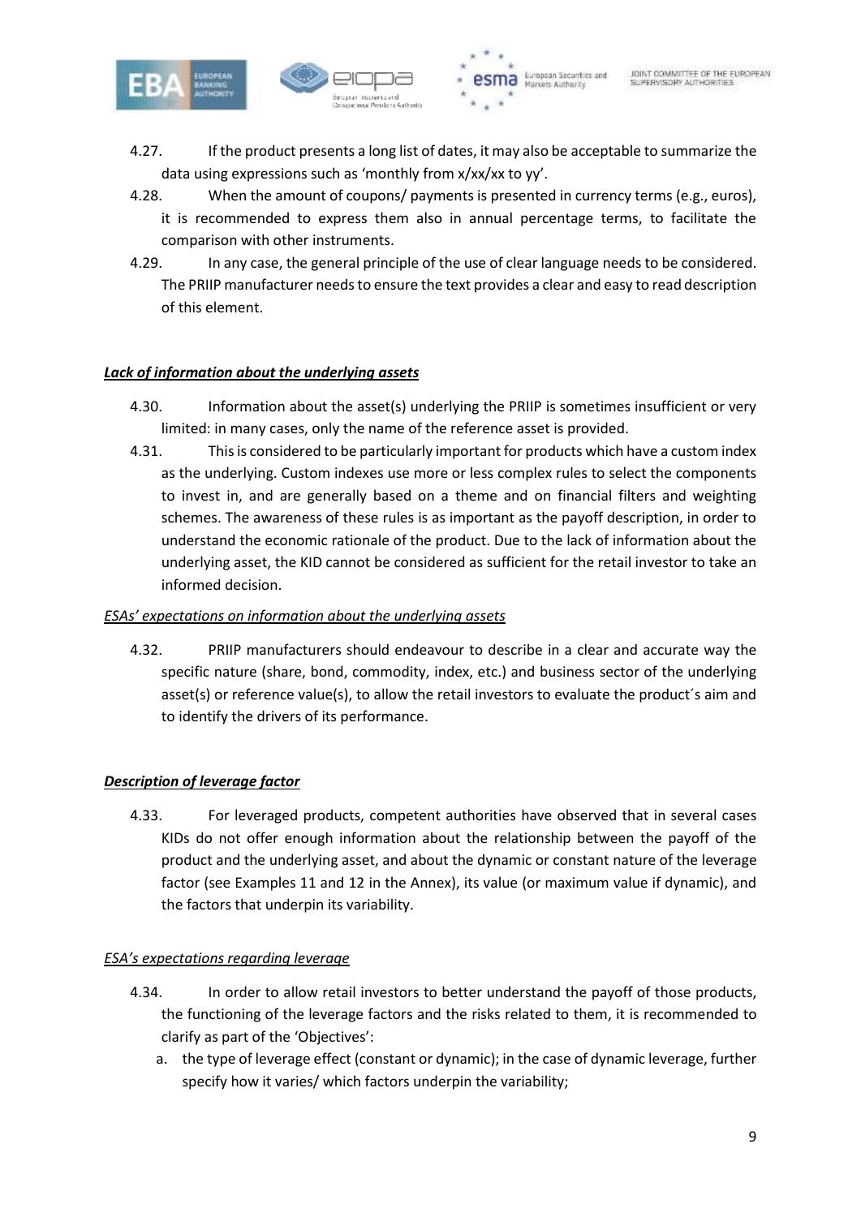4.27. If the product presents a long list of dates, it may also be acceptable to summarize the data using expressions such as 'monthly from x/xx/xx to yy'.

4.28. When the amount of coupons/ payments is presented in currency terms (e.g., euros), it is recommended to express them also in annual percentage terms, to facilitate the comparison with other instruments.

4.29. In any case, the general principle of the use of clear language needs to be considered. The PRIIP manufacturer needs to ensure the text provides a clear and easy to read description of this element.

***Lack of information about the underlying assets***

4.30. Information about the asset(s) underlying the PRIIP is sometimes insufficient or very limited: in many cases, only the name of the reference asset is provided.

4.31. This is considered to be particularly important for products which have a custom index as the underlying. Custom indexes use more or less complex rules to select the components to invest in, and are generally based on a theme and on financial filters and weighting schemes. The awareness of these rules is as important as the payoff description, in order to understand the economic rationale of the product. Due to the lack of information about the underlying asset, the KID cannot be considered as sufficient for the retail investor to take an informed decision.

*ESAs' expectations on information about the underlying assets*

4.32. PRIIP manufacturers should endeavour to describe in a clear and accurate way the specific nature (share, bond, commodity, index, etc.) and business sector of the underlying asset(s) or reference value(s), to allow the retail investors to evaluate the product´s aim and to identify the drivers of its performance.

***Description of leverage factor***

4.33. For leveraged products, competent authorities have observed that in several cases KIDs do not offer enough information about the relationship between the payoff of the product and the underlying asset, and about the dynamic or constant nature of the leverage factor (see Examples 11 and 12 in the Annex), its value (or maximum value if dynamic), and the factors that underpin its variability.

*ESA's expectations regarding leverage*

4.34. In order to allow retail investors to better understand the payoff of those products, the functioning of the leverage factors and the risks related to them, it is recommended to clarify as part of the 'Objectives':

a. the type of leverage effect (constant or dynamic); in the case of dynamic leverage, further specify how it varies/ which factors underpin the variability;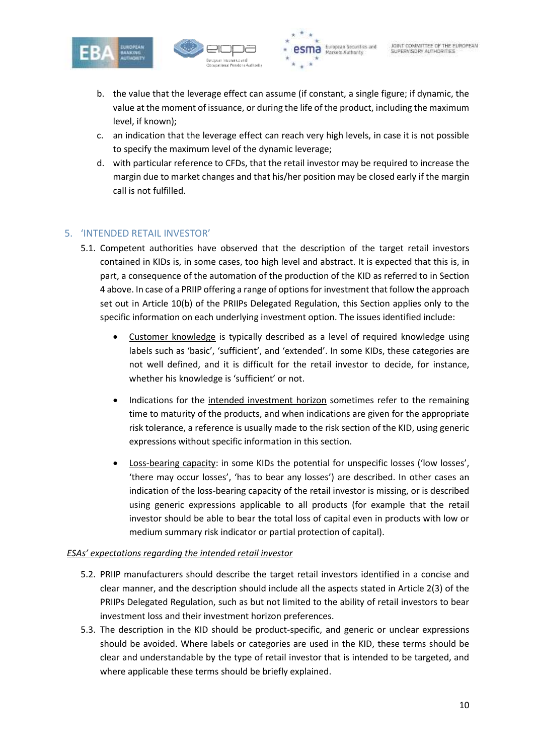b. the value that the leverage effect can assume (if constant, a single figure; if dynamic, the value at the moment of issuance, or during the life of the product, including the maximum level, if known);

c. an indication that the leverage effect can reach very high levels, in case it is not possible to specify the maximum level of the dynamic leverage;

d. with particular reference to CFDs, that the retail investor may be required to increase the margin due to market changes and that his/her position may be closed early if the margin call is not fulfilled.

## 5. 'INTENDED RETAIL INVESTOR'

5.1. Competent authorities have observed that the description of the target retail investors contained in KIDs is, in some cases, too high level and abstract. It is expected that this is, in part, a consequence of the automation of the production of the KID as referred to in Section 4 above. In case of a PRIIP offering a range of options for investment that follow the approach set out in Article 10(b) of the PRIIPs Delegated Regulation, this Section applies only to the specific information on each underlying investment option. The issues identified include:

- Customer knowledge is typically described as a level of required knowledge using labels such as 'basic', 'sufficient', and 'extended'. In some KIDs, these categories are not well defined, and it is difficult for the retail investor to decide, for instance, whether his knowledge is 'sufficient' or not.

- Indications for the intended investment horizon sometimes refer to the remaining time to maturity of the products, and when indications are given for the appropriate risk tolerance, a reference is usually made to the risk section of the KID, using generic expressions without specific information in this section.

- Loss-bearing capacity: in some KIDs the potential for unspecific losses ('low losses', 'there may occur losses', 'has to bear any losses') are described. In other cases an indication of the loss-bearing capacity of the retail investor is missing, or is described using generic expressions applicable to all products (for example that the retail investor should be able to bear the total loss of capital even in products with low or medium summary risk indicator or partial protection of capital).

*ESAs' expectations regarding the intended retail investor*

5.2. PRIIP manufacturers should describe the target retail investors identified in a concise and clear manner, and the description should include all the aspects stated in Article 2(3) of the PRIIPs Delegated Regulation, such as but not limited to the ability of retail investors to bear investment loss and their investment horizon preferences.

5.3. The description in the KID should be product-specific, and generic or unclear expressions should be avoided. Where labels or categories are used in the KID, these terms should be clear and understandable by the type of retail investor that is intended to be targeted, and where applicable these terms should be briefly explained.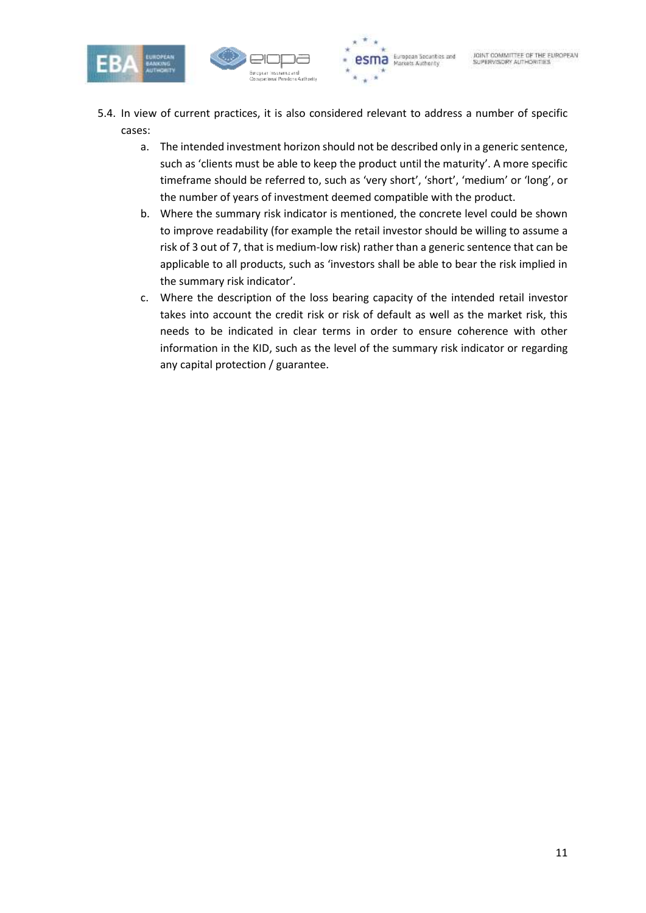5.4. In view of current practices, it is also considered relevant to address a number of specific cases:

a. The intended investment horizon should not be described only in a generic sentence, such as 'clients must be able to keep the product until the maturity'. A more specific timeframe should be referred to, such as 'very short', 'short', 'medium' or 'long', or the number of years of investment deemed compatible with the product.

b. Where the summary risk indicator is mentioned, the concrete level could be shown to improve readability (for example the retail investor should be willing to assume a risk of 3 out of 7, that is medium-low risk) rather than a generic sentence that can be applicable to all products, such as 'investors shall be able to bear the risk implied in the summary risk indicator'.

c. Where the description of the loss bearing capacity of the intended retail investor takes into account the credit risk or risk of default as well as the market risk, this needs to be indicated in clear terms in order to ensure coherence with other information in the KID, such as the level of the summary risk indicator or regarding any capital protection / guarantee.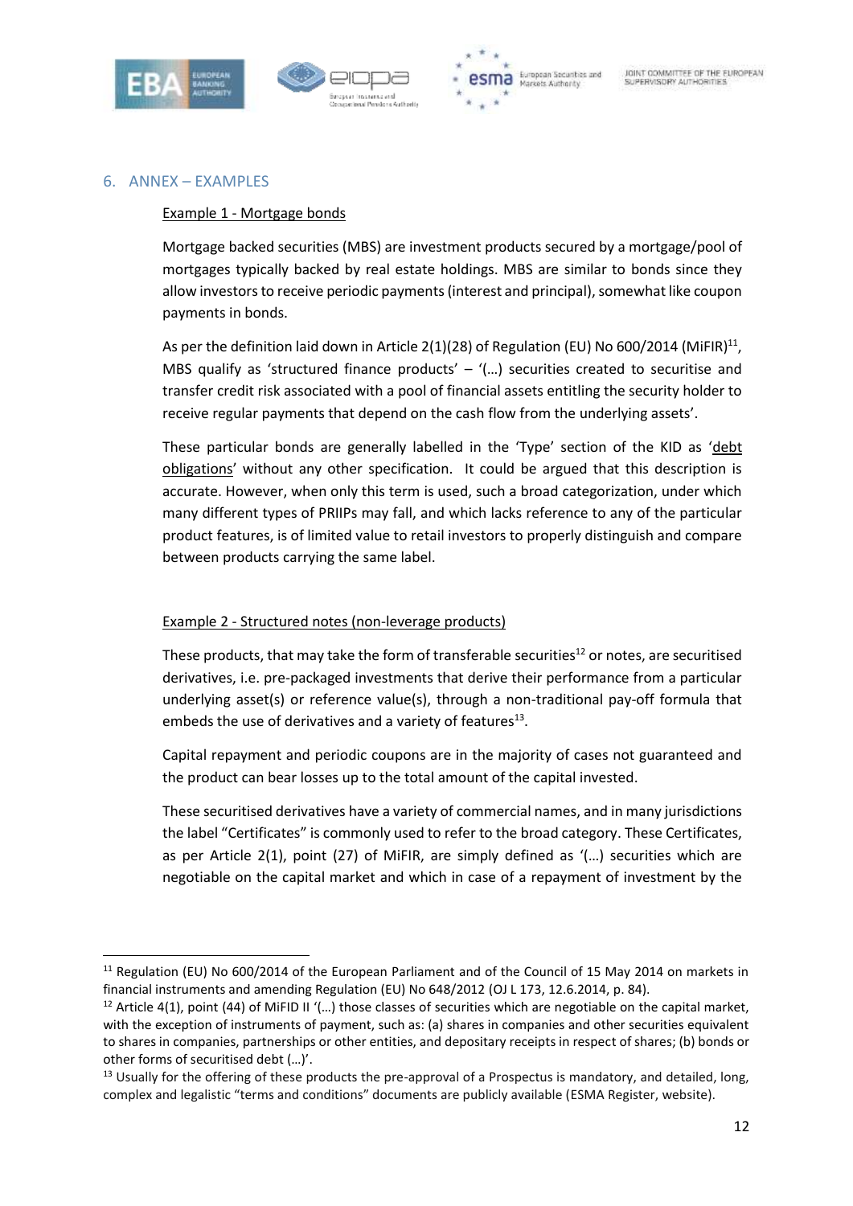## 6. ANNEX – EXAMPLES

Example 1 - Mortgage bonds

Mortgage backed securities (MBS) are investment products secured by a mortgage/pool of mortgages typically backed by real estate holdings. MBS are similar to bonds since they allow investors to receive periodic payments (interest and principal), somewhat like coupon payments in bonds.

As per the definition laid down in Article 2(1)(28) of Regulation (EU) No 600/2014 (MiFIR)[11], MBS qualify as 'structured finance products' – '(…) securities created to securitise and transfer credit risk associated with a pool of financial assets entitling the security holder to receive regular payments that depend on the cash flow from the underlying assets'.

These particular bonds are generally labelled in the 'Type' section of the KID as 'debt obligations' without any other specification. It could be argued that this description is accurate. However, when only this term is used, such a broad categorization, under which many different types of PRIIPs may fall, and which lacks reference to any of the particular product features, is of limited value to retail investors to properly distinguish and compare between products carrying the same label.

Example 2 - Structured notes (non-leverage products)

These products, that may take the form of transferable securities[12] or notes, are securitised derivatives, i.e. pre-packaged investments that derive their performance from a particular underlying asset(s) or reference value(s), through a non-traditional pay-off formula that embeds the use of derivatives and a variety of features[13].

Capital repayment and periodic coupons are in the majority of cases not guaranteed and the product can bear losses up to the total amount of the capital invested.

These securitised derivatives have a variety of commercial names, and in many jurisdictions the label "Certificates" is commonly used to refer to the broad category. These Certificates, as per Article 2(1), point (27) of MiFIR, are simply defined as '(…) securities which are negotiable on the capital market and which in case of a repayment of investment by the

[11] Regulation (EU) No 600/2014 of the European Parliament and of the Council of 15 May 2014 on markets in financial instruments and amending Regulation (EU) No 648/2012 (OJ L 173, 12.6.2014, p. 84).

[12] Article 4(1), point (44) of MiFID II '(…) those classes of securities which are negotiable on the capital market, with the exception of instruments of payment, such as: (a) shares in companies and other securities equivalent to shares in companies, partnerships or other entities, and depositary receipts in respect of shares; (b) bonds or other forms of securitised debt (…)'.

[13] Usually for the offering of these products the pre-approval of a Prospectus is mandatory, and detailed, long, complex and legalistic "terms and conditions" documents are publicly available (ESMA Register, website).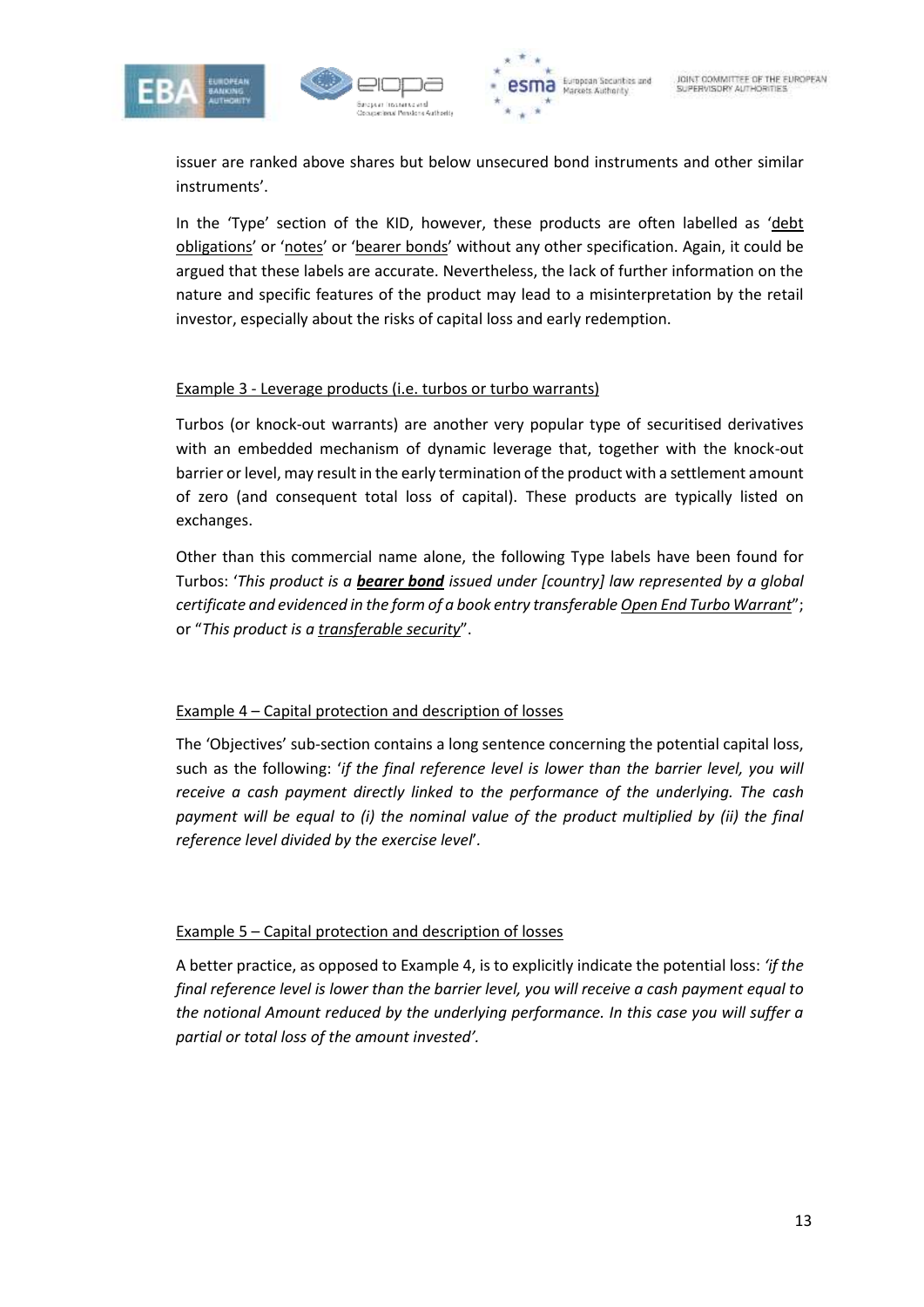issuer are ranked above shares but below unsecured bond instruments and other similar instruments'.

In the 'Type' section of the KID, however, these products are often labelled as 'debt obligations' or 'notes' or 'bearer bonds' without any other specification. Again, it could be argued that these labels are accurate. Nevertheless, the lack of further information on the nature and specific features of the product may lead to a misinterpretation by the retail investor, especially about the risks of capital loss and early redemption.

Example 3 - Leverage products (i.e. turbos or turbo warrants)

Turbos (or knock-out warrants) are another very popular type of securitised derivatives with an embedded mechanism of dynamic leverage that, together with the knock-out barrier or level, may result in the early termination of the product with a settlement amount of zero (and consequent total loss of capital). These products are typically listed on exchanges.

Other than this commercial name alone, the following Type labels have been found for Turbos: '*This product is a **bearer bond** issued under [country] law represented by a global certificate and evidenced in the form of a book entry transferable Open End Turbo Warrant*"; or "*This product is a transferable security*".

Example 4 – Capital protection and description of losses

The 'Objectives' sub-section contains a long sentence concerning the potential capital loss, such as the following: '*if the final reference level is lower than the barrier level, you will receive a cash payment directly linked to the performance of the underlying. The cash payment will be equal to (i) the nominal value of the product multiplied by (ii) the final reference level divided by the exercise level*'.

Example 5 – Capital protection and description of losses

A better practice, as opposed to Example 4, is to explicitly indicate the potential loss: *'if the final reference level is lower than the barrier level, you will receive a cash payment equal to the notional Amount reduced by the underlying performance. In this case you will suffer a partial or total loss of the amount invested'.*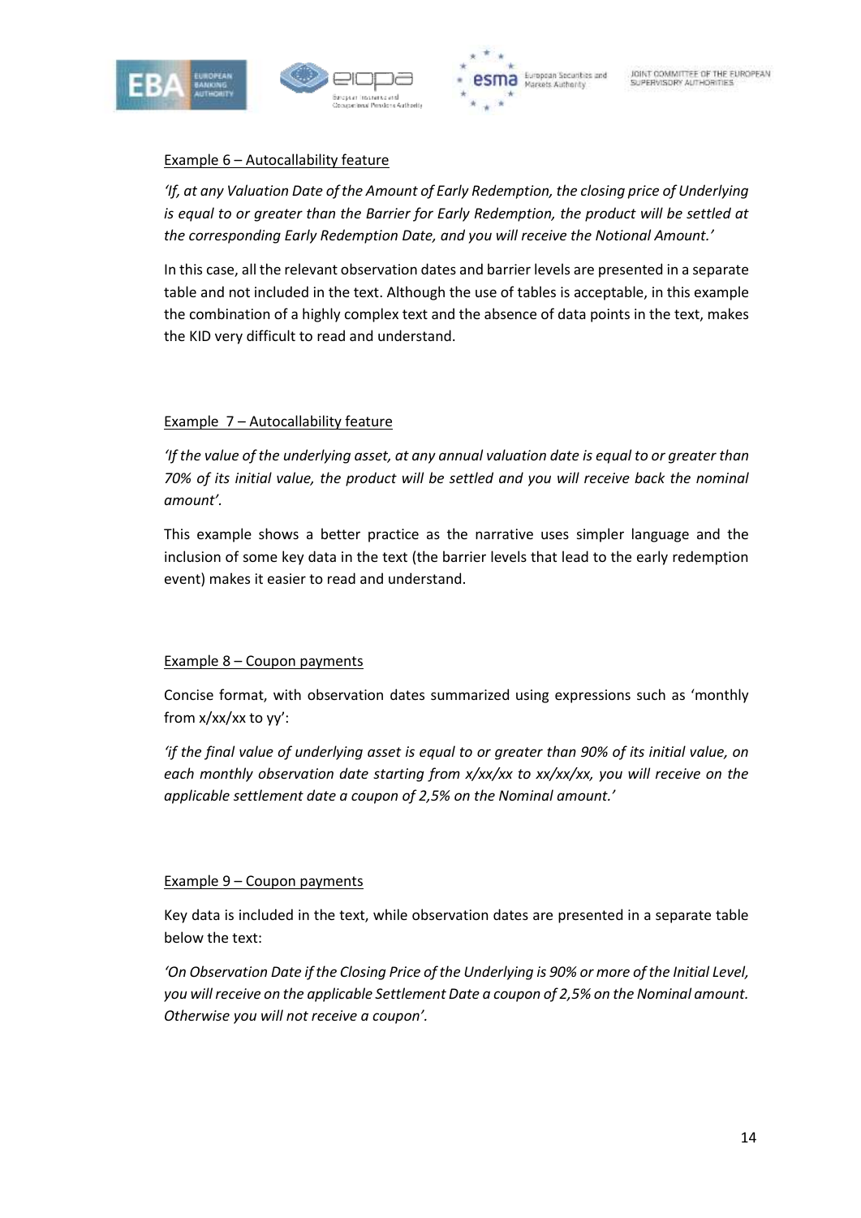<u>Example 6 – Autocallability feature</u>

*'If, at any Valuation Date of the Amount of Early Redemption, the closing price of Underlying is equal to or greater than the Barrier for Early Redemption, the product will be settled at the corresponding Early Redemption Date, and you will receive the Notional Amount.'*

In this case, all the relevant observation dates and barrier levels are presented in a separate table and not included in the text. Although the use of tables is acceptable, in this example the combination of a highly complex text and the absence of data points in the text, makes the KID very difficult to read and understand.

<u>Example 7 – Autocallability feature</u>

*'If the value of the underlying asset, at any annual valuation date is equal to or greater than 70% of its initial value, the product will be settled and you will receive back the nominal amount'.*

This example shows a better practice as the narrative uses simpler language and the inclusion of some key data in the text (the barrier levels that lead to the early redemption event) makes it easier to read and understand.

<u>Example 8 – Coupon payments</u>

Concise format, with observation dates summarized using expressions such as 'monthly from x/xx/xx to yy':

*'if the final value of underlying asset is equal to or greater than 90% of its initial value, on each monthly observation date starting from x/xx/xx to xx/xx/xx, you will receive on the applicable settlement date a coupon of 2,5% on the Nominal amount.'*

<u>Example 9 – Coupon payments</u>

Key data is included in the text, while observation dates are presented in a separate table below the text:

*'On Observation Date if the Closing Price of the Underlying is 90% or more of the Initial Level, you will receive on the applicable Settlement Date a coupon of 2,5% on the Nominal amount. Otherwise you will not receive a coupon'.*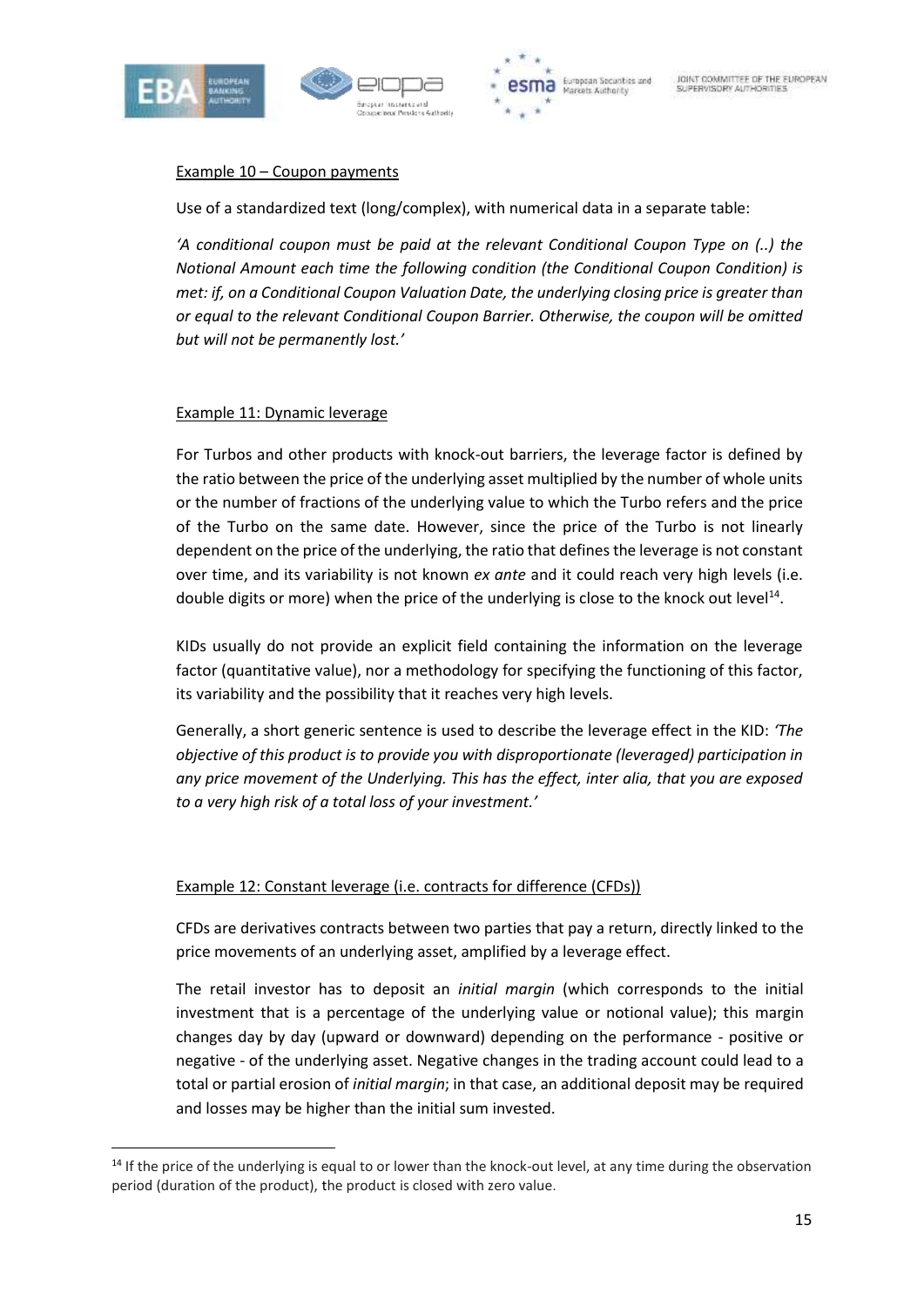Example 10 – Coupon payments

Use of a standardized text (long/complex), with numerical data in a separate table:

*'A conditional coupon must be paid at the relevant Conditional Coupon Type on (..) the Notional Amount each time the following condition (the Conditional Coupon Condition) is met: if, on a Conditional Coupon Valuation Date, the underlying closing price is greater than or equal to the relevant Conditional Coupon Barrier. Otherwise, the coupon will be omitted but will not be permanently lost.'*

Example 11: Dynamic leverage

For Turbos and other products with knock-out barriers, the leverage factor is defined by the ratio between the price of the underlying asset multiplied by the number of whole units or the number of fractions of the underlying value to which the Turbo refers and the price of the Turbo on the same date. However, since the price of the Turbo is not linearly dependent on the price of the underlying, the ratio that defines the leverage is not constant over time, and its variability is not known *ex ante* and it could reach very high levels (i.e. double digits or more) when the price of the underlying is close to the knock out level[14].

KIDs usually do not provide an explicit field containing the information on the leverage factor (quantitative value), nor a methodology for specifying the functioning of this factor, its variability and the possibility that it reaches very high levels.

Generally, a short generic sentence is used to describe the leverage effect in the KID: *'The objective of this product is to provide you with disproportionate (leveraged) participation in any price movement of the Underlying. This has the effect, inter alia, that you are exposed to a very high risk of a total loss of your investment.'*

Example 12: Constant leverage (i.e. contracts for difference (CFDs))

CFDs are derivatives contracts between two parties that pay a return, directly linked to the price movements of an underlying asset, amplified by a leverage effect.

The retail investor has to deposit an *initial margin* (which corresponds to the initial investment that is a percentage of the underlying value or notional value); this margin changes day by day (upward or downward) depending on the performance - positive or negative - of the underlying asset. Negative changes in the trading account could lead to a total or partial erosion of *initial margin*; in that case, an additional deposit may be required and losses may be higher than the initial sum invested.

[14] If the price of the underlying is equal to or lower than the knock-out level, at any time during the observation period (duration of the product), the product is closed with zero value.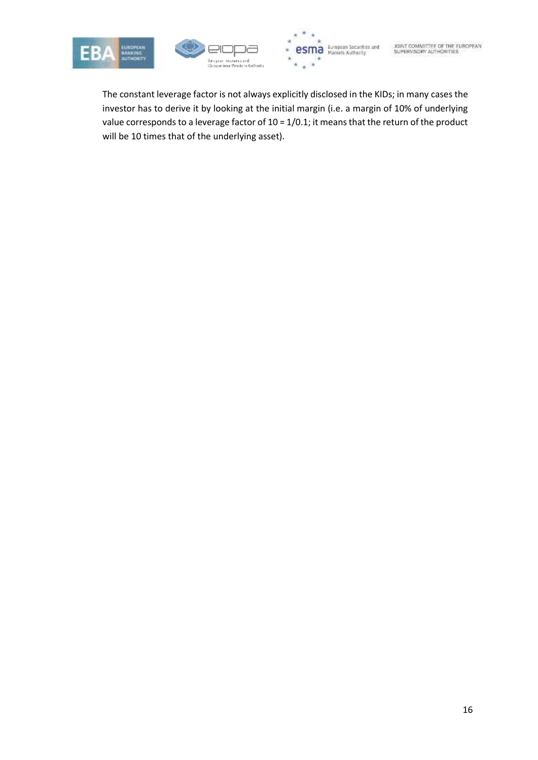The constant leverage factor is not always explicitly disclosed in the KIDs; in many cases the investor has to derive it by looking at the initial margin (i.e. a margin of 10% of underlying value corresponds to a leverage factor of 10 = 1/0.1; it means that the return of the product will be 10 times that of the underlying asset).